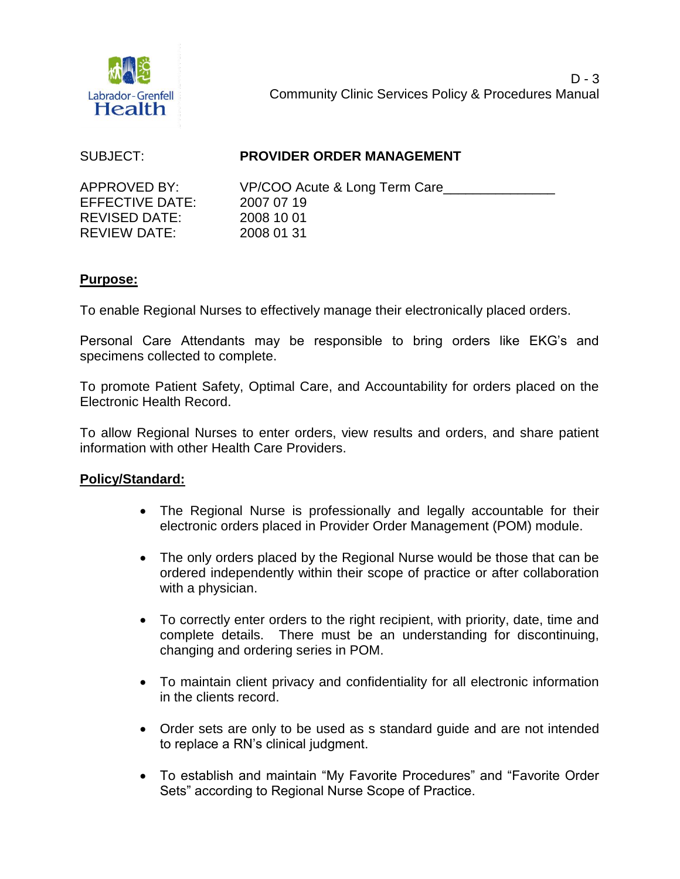D - 3
Community Clinic Services Policy & Procedures Manual

| | |
|---|---|
| SUBJECT: | **PROVIDER ORDER MANAGEMENT** |
| APPROVED BY: | VP/COO Acute & Long Term Care_______________ |
| EFFECTIVE DATE: | 2007 07 19 |
| REVISED DATE: | 2008 10 01 |
| REVIEW DATE: | 2008 01 31 |

## **Purpose:**

To enable Regional Nurses to effectively manage their electronically placed orders.

Personal Care Attendants may be responsible to bring orders like EKG's and specimens collected to complete.

To promote Patient Safety, Optimal Care, and Accountability for orders placed on the Electronic Health Record.

To allow Regional Nurses to enter orders, view results and orders, and share patient information with other Health Care Providers.

## **Policy/Standard:**

- The Regional Nurse is professionally and legally accountable for their electronic orders placed in Provider Order Management (POM) module.
- The only orders placed by the Regional Nurse would be those that can be ordered independently within their scope of practice or after collaboration with a physician.
- To correctly enter orders to the right recipient, with priority, date, time and complete details. There must be an understanding for discontinuing, changing and ordering series in POM.
- To maintain client privacy and confidentiality for all electronic information in the clients record.
- Order sets are only to be used as s standard guide and are not intended to replace a RN's clinical judgment.
- To establish and maintain "My Favorite Procedures" and "Favorite Order Sets" according to Regional Nurse Scope of Practice.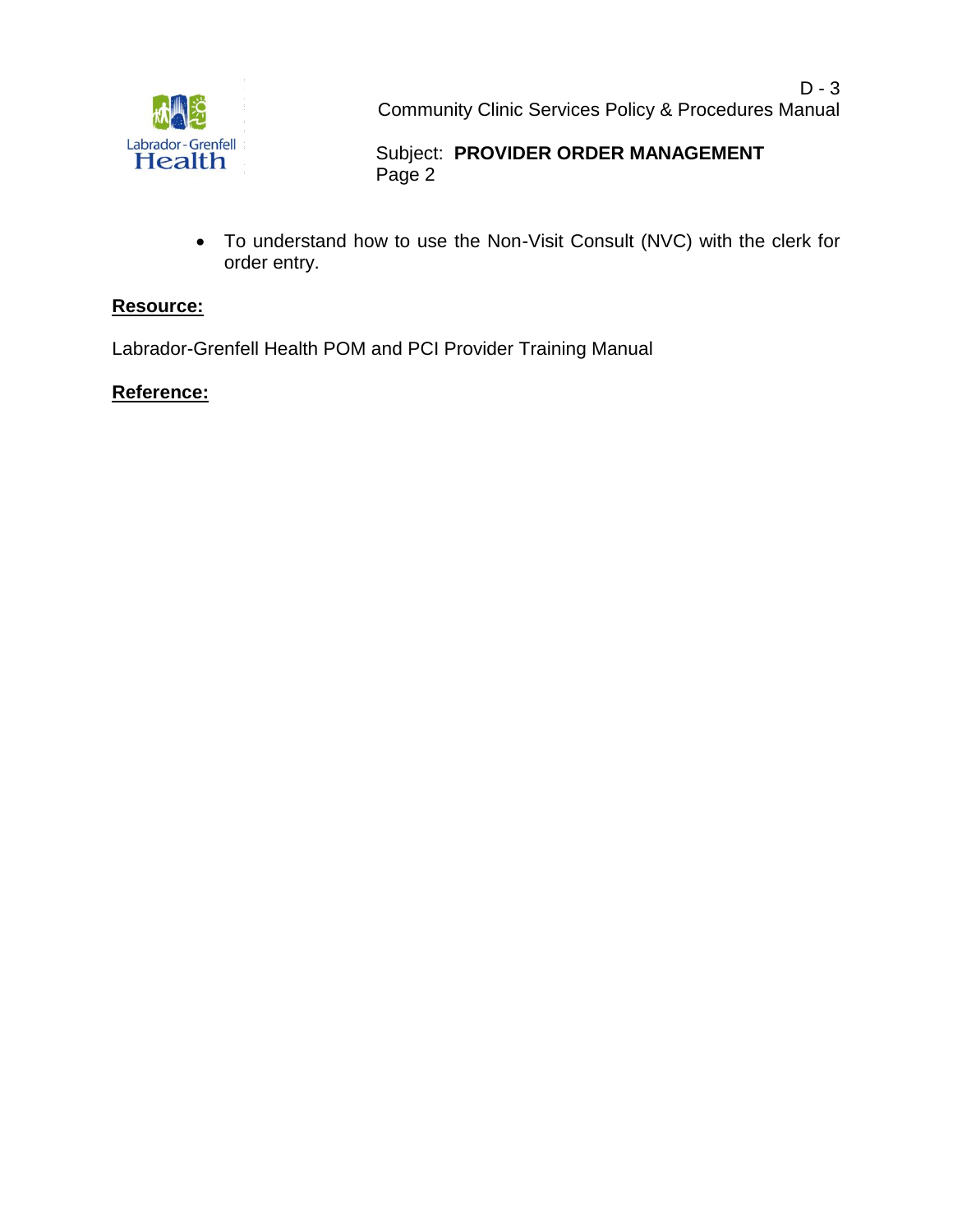- To understand how to use the Non-Visit Consult (NVC) with the clerk for order entry.

**Resource:**

Labrador-Grenfell Health POM and PCI Provider Training Manual

**Reference:**